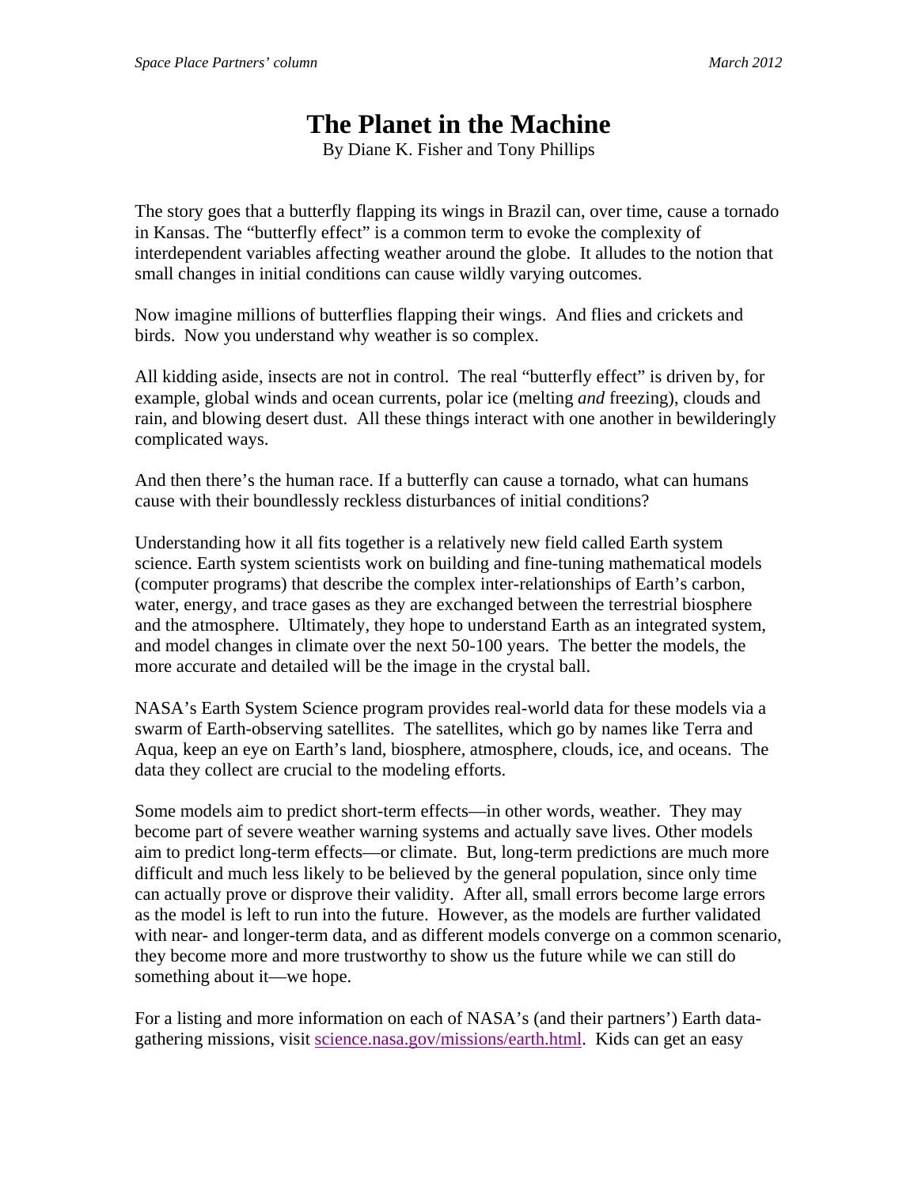# The Planet in the Machine

By Diane K. Fisher and Tony Phillips

The story goes that a butterfly flapping its wings in Brazil can, over time, cause a tornado in Kansas. The "butterfly effect" is a common term to evoke the complexity of interdependent variables affecting weather around the globe. It alludes to the notion that small changes in initial conditions can cause wildly varying outcomes.

Now imagine millions of butterflies flapping their wings. And flies and crickets and birds. Now you understand why weather is so complex.

All kidding aside, insects are not in control. The real "butterfly effect" is driven by, for example, global winds and ocean currents, polar ice (melting *and* freezing), clouds and rain, and blowing desert dust. All these things interact with one another in bewilderingly complicated ways.

And then there's the human race. If a butterfly can cause a tornado, what can humans cause with their boundlessly reckless disturbances of initial conditions?

Understanding how it all fits together is a relatively new field called Earth system science. Earth system scientists work on building and fine-tuning mathematical models (computer programs) that describe the complex inter-relationships of Earth's carbon, water, energy, and trace gases as they are exchanged between the terrestrial biosphere and the atmosphere. Ultimately, they hope to understand Earth as an integrated system, and model changes in climate over the next 50-100 years. The better the models, the more accurate and detailed will be the image in the crystal ball.

NASA's Earth System Science program provides real-world data for these models via a swarm of Earth-observing satellites. The satellites, which go by names like Terra and Aqua, keep an eye on Earth's land, biosphere, atmosphere, clouds, ice, and oceans. The data they collect are crucial to the modeling efforts.

Some models aim to predict short-term effects—in other words, weather. They may become part of severe weather warning systems and actually save lives. Other models aim to predict long-term effects—or climate. But, long-term predictions are much more difficult and much less likely to be believed by the general population, since only time can actually prove or disprove their validity. After all, small errors become large errors as the model is left to run into the future. However, as the models are further validated with near- and longer-term data, and as different models converge on a common scenario, they become more and more trustworthy to show us the future while we can still do something about it—we hope.

For a listing and more information on each of NASA's (and their partners') Earth data-gathering missions, visit science.nasa.gov/missions/earth.html. Kids can get an easy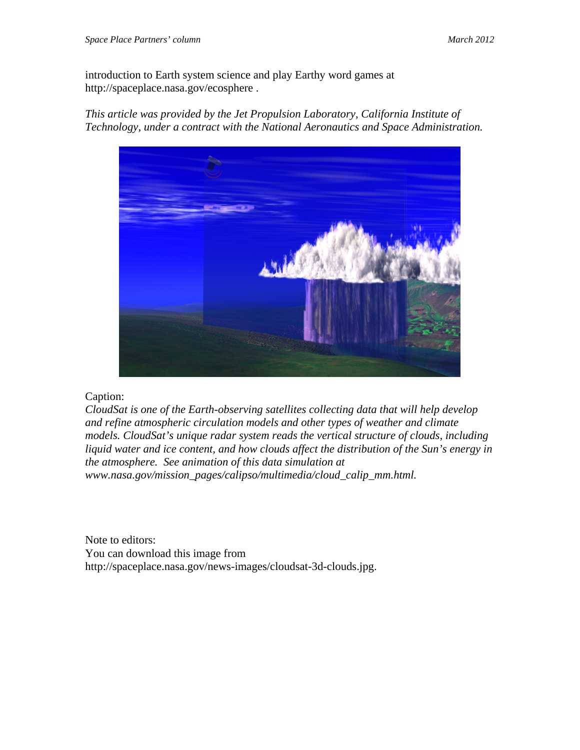introduction to Earth system science and play Earthy word games at http://spaceplace.nasa.gov/ecosphere .

*This article was provided by the Jet Propulsion Laboratory, California Institute of Technology, under a contract with the National Aeronautics and Space Administration.*

Caption:
*CloudSat is one of the Earth-observing satellites collecting data that will help develop and refine atmospheric circulation models and other types of weather and climate models. CloudSat's unique radar system reads the vertical structure of clouds, including liquid water and ice content, and how clouds affect the distribution of the Sun's energy in the atmosphere. See animation of this data simulation at www.nasa.gov/mission_pages/calipso/multimedia/cloud_calip_mm.html.*

Note to editors:
You can download this image from http://spaceplace.nasa.gov/news-images/cloudsat-3d-clouds.jpg.